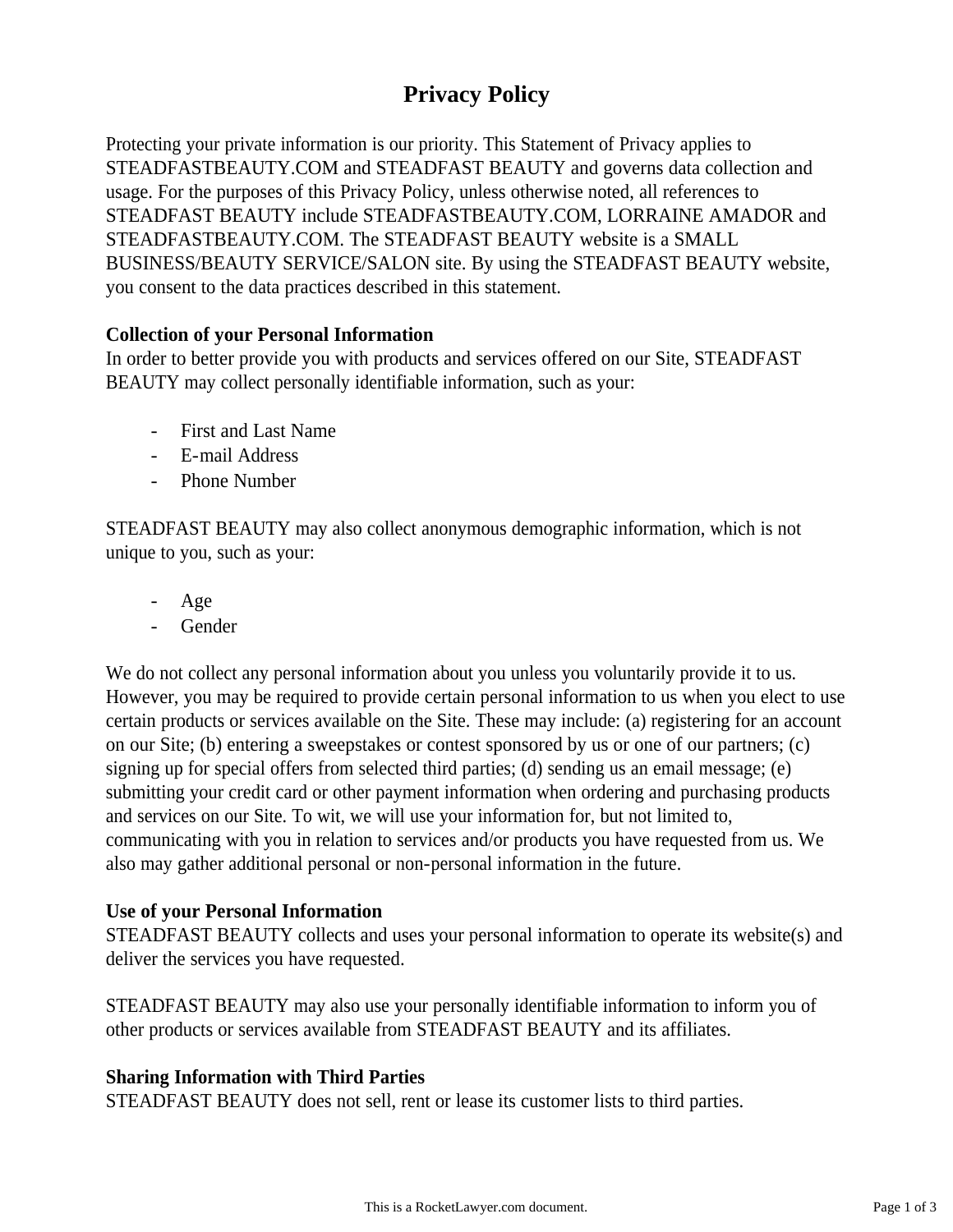# Privacy Policy

Protecting your private information is our priority. This Statement of Privacy applies to STEADFASTBEAUTY.COM and STEADFAST BEAUTY and governs data collection and usage. For the purposes of this Privacy Policy, unless otherwise noted, all references to STEADFAST BEAUTY include STEADFASTBEAUTY.COM, LORRAINE AMADOR and STEADFASTBEAUTY.COM. The STEADFAST BEAUTY website is a SMALL BUSINESS/BEAUTY SERVICE/SALON site. By using the STEADFAST BEAUTY website, you consent to the data practices described in this statement.

**Collection of your Personal Information**
In order to better provide you with products and services offered on our Site, STEADFAST BEAUTY may collect personally identifiable information, such as your:

- First and Last Name
- E-mail Address
- Phone Number

STEADFAST BEAUTY may also collect anonymous demographic information, which is not unique to you, such as your:

- Age
- Gender

We do not collect any personal information about you unless you voluntarily provide it to us. However, you may be required to provide certain personal information to us when you elect to use certain products or services available on the Site. These may include: (a) registering for an account on our Site; (b) entering a sweepstakes or contest sponsored by us or one of our partners; (c) signing up for special offers from selected third parties; (d) sending us an email message; (e) submitting your credit card or other payment information when ordering and purchasing products and services on our Site. To wit, we will use your information for, but not limited to, communicating with you in relation to services and/or products you have requested from us. We also may gather additional personal or non-personal information in the future.

**Use of your Personal Information**
STEADFAST BEAUTY collects and uses your personal information to operate its website(s) and deliver the services you have requested.

STEADFAST BEAUTY may also use your personally identifiable information to inform you of other products or services available from STEADFAST BEAUTY and its affiliates.

**Sharing Information with Third Parties**
STEADFAST BEAUTY does not sell, rent or lease its customer lists to third parties.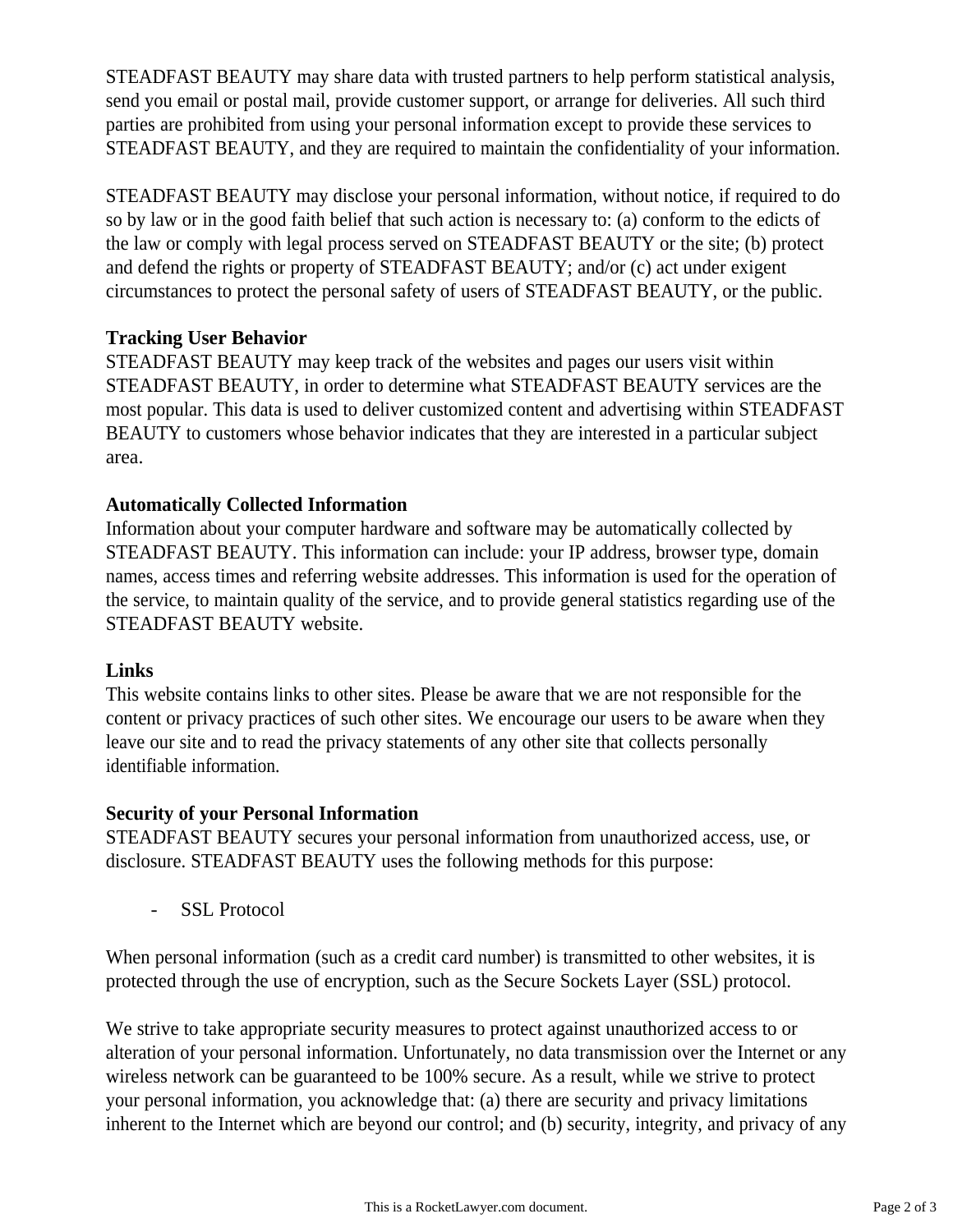STEADFAST BEAUTY may share data with trusted partners to help perform statistical analysis, send you email or postal mail, provide customer support, or arrange for deliveries. All such third parties are prohibited from using your personal information except to provide these services to STEADFAST BEAUTY, and they are required to maintain the confidentiality of your information.

STEADFAST BEAUTY may disclose your personal information, without notice, if required to do so by law or in the good faith belief that such action is necessary to: (a) conform to the edicts of the law or comply with legal process served on STEADFAST BEAUTY or the site; (b) protect and defend the rights or property of STEADFAST BEAUTY; and/or (c) act under exigent circumstances to protect the personal safety of users of STEADFAST BEAUTY, or the public.

**Tracking User Behavior**

STEADFAST BEAUTY may keep track of the websites and pages our users visit within STEADFAST BEAUTY, in order to determine what STEADFAST BEAUTY services are the most popular. This data is used to deliver customized content and advertising within STEADFAST BEAUTY to customers whose behavior indicates that they are interested in a particular subject area.

**Automatically Collected Information**

Information about your computer hardware and software may be automatically collected by STEADFAST BEAUTY. This information can include: your IP address, browser type, domain names, access times and referring website addresses. This information is used for the operation of the service, to maintain quality of the service, and to provide general statistics regarding use of the STEADFAST BEAUTY website.

**Links**

This website contains links to other sites. Please be aware that we are not responsible for the content or privacy practices of such other sites. We encourage our users to be aware when they leave our site and to read the privacy statements of any other site that collects personally identifiable information.

**Security of your Personal Information**

STEADFAST BEAUTY secures your personal information from unauthorized access, use, or disclosure. STEADFAST BEAUTY uses the following methods for this purpose:

- SSL Protocol

When personal information (such as a credit card number) is transmitted to other websites, it is protected through the use of encryption, such as the Secure Sockets Layer (SSL) protocol.

We strive to take appropriate security measures to protect against unauthorized access to or alteration of your personal information. Unfortunately, no data transmission over the Internet or any wireless network can be guaranteed to be 100% secure. As a result, while we strive to protect your personal information, you acknowledge that: (a) there are security and privacy limitations inherent to the Internet which are beyond our control; and (b) security, integrity, and privacy of any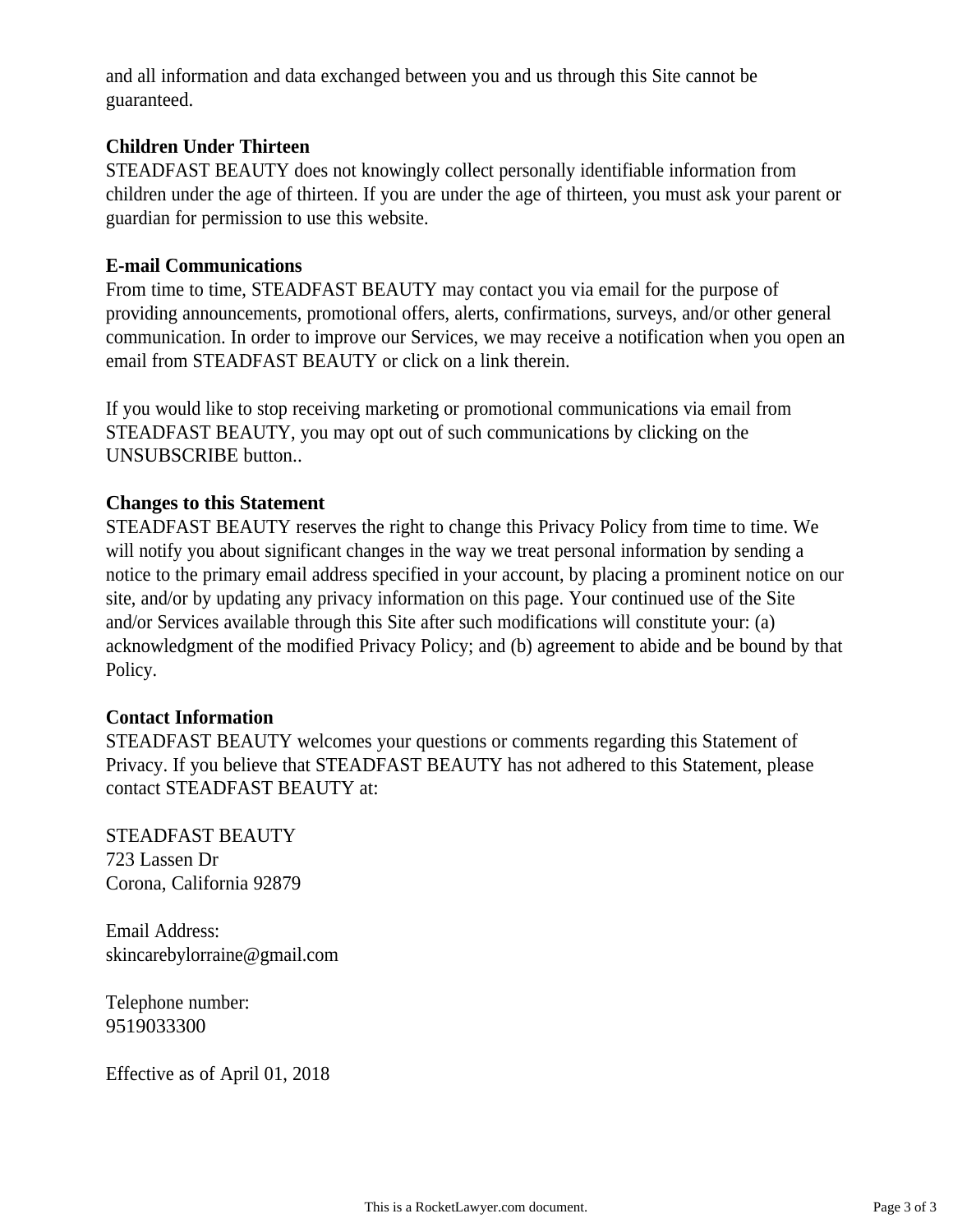and all information and data exchanged between you and us through this Site cannot be guaranteed.

**Children Under Thirteen**

STEADFAST BEAUTY does not knowingly collect personally identifiable information from children under the age of thirteen. If you are under the age of thirteen, you must ask your parent or guardian for permission to use this website.

**E-mail Communications**

From time to time, STEADFAST BEAUTY may contact you via email for the purpose of providing announcements, promotional offers, alerts, confirmations, surveys, and/or other general communication. In order to improve our Services, we may receive a notification when you open an email from STEADFAST BEAUTY or click on a link therein.

If you would like to stop receiving marketing or promotional communications via email from STEADFAST BEAUTY, you may opt out of such communications by clicking on the UNSUBSCRIBE button..

**Changes to this Statement**

STEADFAST BEAUTY reserves the right to change this Privacy Policy from time to time. We will notify you about significant changes in the way we treat personal information by sending a notice to the primary email address specified in your account, by placing a prominent notice on our site, and/or by updating any privacy information on this page. Your continued use of the Site and/or Services available through this Site after such modifications will constitute your: (a) acknowledgment of the modified Privacy Policy; and (b) agreement to abide and be bound by that Policy.

**Contact Information**

STEADFAST BEAUTY welcomes your questions or comments regarding this Statement of Privacy. If you believe that STEADFAST BEAUTY has not adhered to this Statement, please contact STEADFAST BEAUTY at:

STEADFAST BEAUTY
723 Lassen Dr
Corona, California 92879

Email Address:
skincarebylorraine@gmail.com

Telephone number:
9519033300

Effective as of April 01, 2018

This is a RocketLawyer.com document.